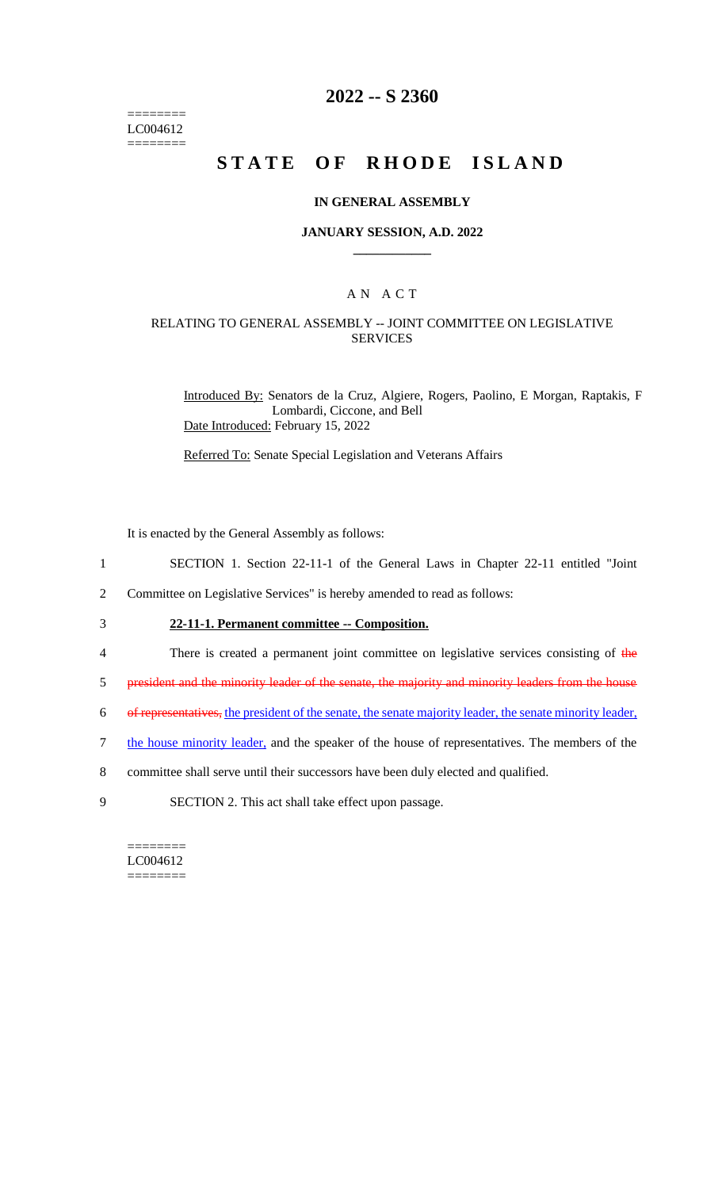========
LC004612
========

# 2022 -- S 2360

# STATE OF RHODE ISLAND

## IN GENERAL ASSEMBLY

### JANUARY SESSION, A.D. 2022

____________

## A N A C T

### RELATING TO GENERAL ASSEMBLY -- JOINT COMMITTEE ON LEGISLATIVE SERVICES

Introduced By: Senators de la Cruz, Algiere, Rogers, Paolino, E Morgan, Raptakis, F Lombardi, Ciccone, and Bell

Date Introduced: February 15, 2022

Referred To: Senate Special Legislation and Veterans Affairs

It is enacted by the General Assembly as follows:

1 SECTION 1. Section 22-11-1 of the General Laws in Chapter 22-11 entitled "Joint
2 Committee on Legislative Services" is hereby amended to read as follows:

3 **22-11-1. Permanent committee -- Composition.**

4 There is created a permanent joint committee on legislative services consisting of ~~the~~
5 ~~president and the minority leader of the senate, the majority and minority leaders from the house~~
6 ~~of representatives,~~ the president of the senate, the senate majority leader, the senate minority leader,
7 the house minority leader, and the speaker of the house of representatives. The members of the
8 committee shall serve until their successors have been duly elected and qualified.

9 SECTION 2. This act shall take effect upon passage.

========
LC004612
========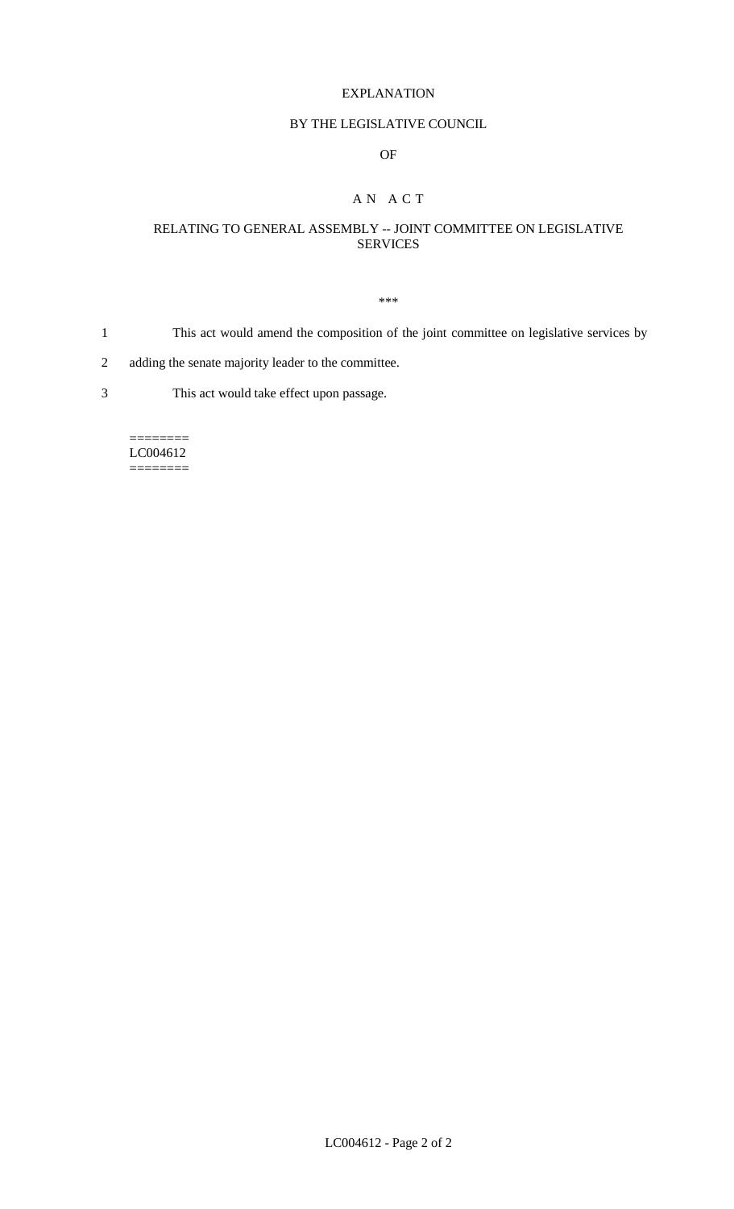EXPLANATION

BY THE LEGISLATIVE COUNCIL

OF

A N A C T

RELATING TO GENERAL ASSEMBLY -- JOINT COMMITTEE ON LEGISLATIVE SERVICES

\*\*\*

1 This act would amend the composition of the joint committee on legislative services by

2 adding the senate majority leader to the committee.

3 This act would take effect upon passage.

========
LC004612
========